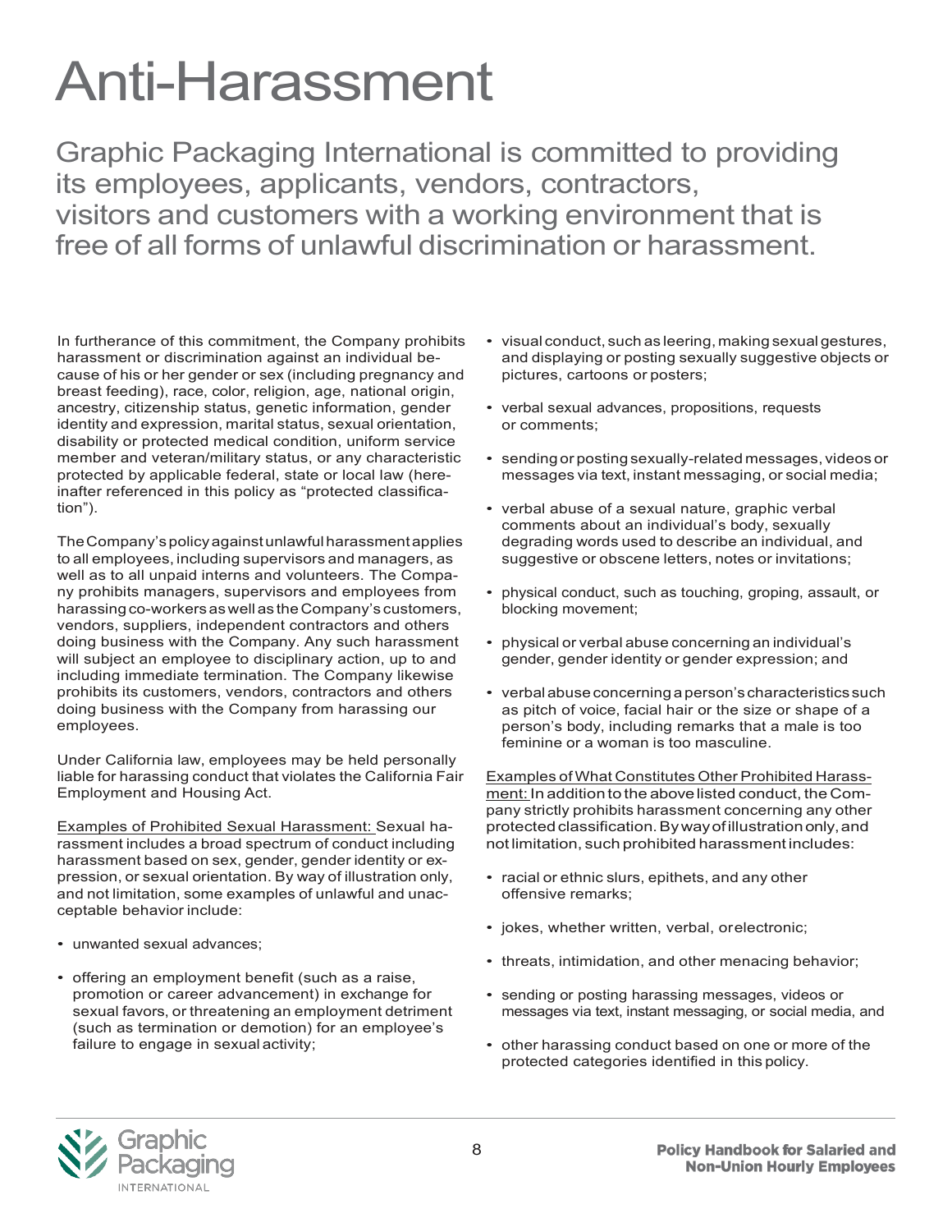# Anti-Harassment

Graphic Packaging International is committed to providing its employees, applicants, vendors, contractors, visitors and customers with a working environment that is free of all forms of unlawful discrimination or harassment.

In furtherance of this commitment, the Company prohibits harassment or discrimination against an individual because of his or her gender or sex (including pregnancy and breast feeding), race, color, religion, age, national origin, ancestry, citizenship status, genetic information, gender identity and expression, marital status, sexual orientation, disability or protected medical condition, uniform service member and veteran/military status, or any characteristic protected by applicable federal, state or local law (hereinafter referenced in this policy as "protected classification").

The Company's policy against unlawful harassment applies to all employees, including supervisors and managers, as well as to all unpaid interns and volunteers. The Company prohibits managers, supervisors and employees from harassing co-workers as well as the Company's customers, vendors, suppliers, independent contractors and others doing business with the Company. Any such harassment will subject an employee to disciplinary action, up to and including immediate termination. The Company likewise prohibits its customers, vendors, contractors and others doing business with the Company from harassing our employees.

Under California law, employees may be held personally liable for harassing conduct that violates the California Fair Employment and Housing Act.

<u>Examples of Prohibited Sexual Harassment:</u> Sexual harassment includes a broad spectrum of conduct including harassment based on sex, gender, gender identity or expression, or sexual orientation. By way of illustration only, and not limitation, some examples of unlawful and unacceptable behavior include:

- unwanted sexual advances;
- offering an employment benefit (such as a raise, promotion or career advancement) in exchange for sexual favors, or threatening an employment detriment (such as termination or demotion) for an employee's failure to engage in sexual activity;
- visual conduct, such as leering, making sexual gestures, and displaying or posting sexually suggestive objects or pictures, cartoons or posters;
- verbal sexual advances, propositions, requests or comments;
- sending or posting sexually-related messages, videos or messages via text, instant messaging, or social media;
- verbal abuse of a sexual nature, graphic verbal comments about an individual's body, sexually degrading words used to describe an individual, and suggestive or obscene letters, notes or invitations;
- physical conduct, such as touching, groping, assault, or blocking movement;
- physical or verbal abuse concerning an individual's gender, gender identity or gender expression; and
- verbal abuse concerning a person's characteristics such as pitch of voice, facial hair or the size or shape of a person's body, including remarks that a male is too feminine or a woman is too masculine.

<u>Examples of What Constitutes Other Prohibited Harassment:</u> In addition to the above listed conduct, the Company strictly prohibits harassment concerning any other protected classification. By way of illustration only, and not limitation, such prohibited harassment includes:

- racial or ethnic slurs, epithets, and any other offensive remarks;
- jokes, whether written, verbal, or electronic;
- threats, intimidation, and other menacing behavior;
- sending or posting harassing messages, videos or messages via text, instant messaging, or social media, and
- other harassing conduct based on one or more of the protected categories identified in this policy.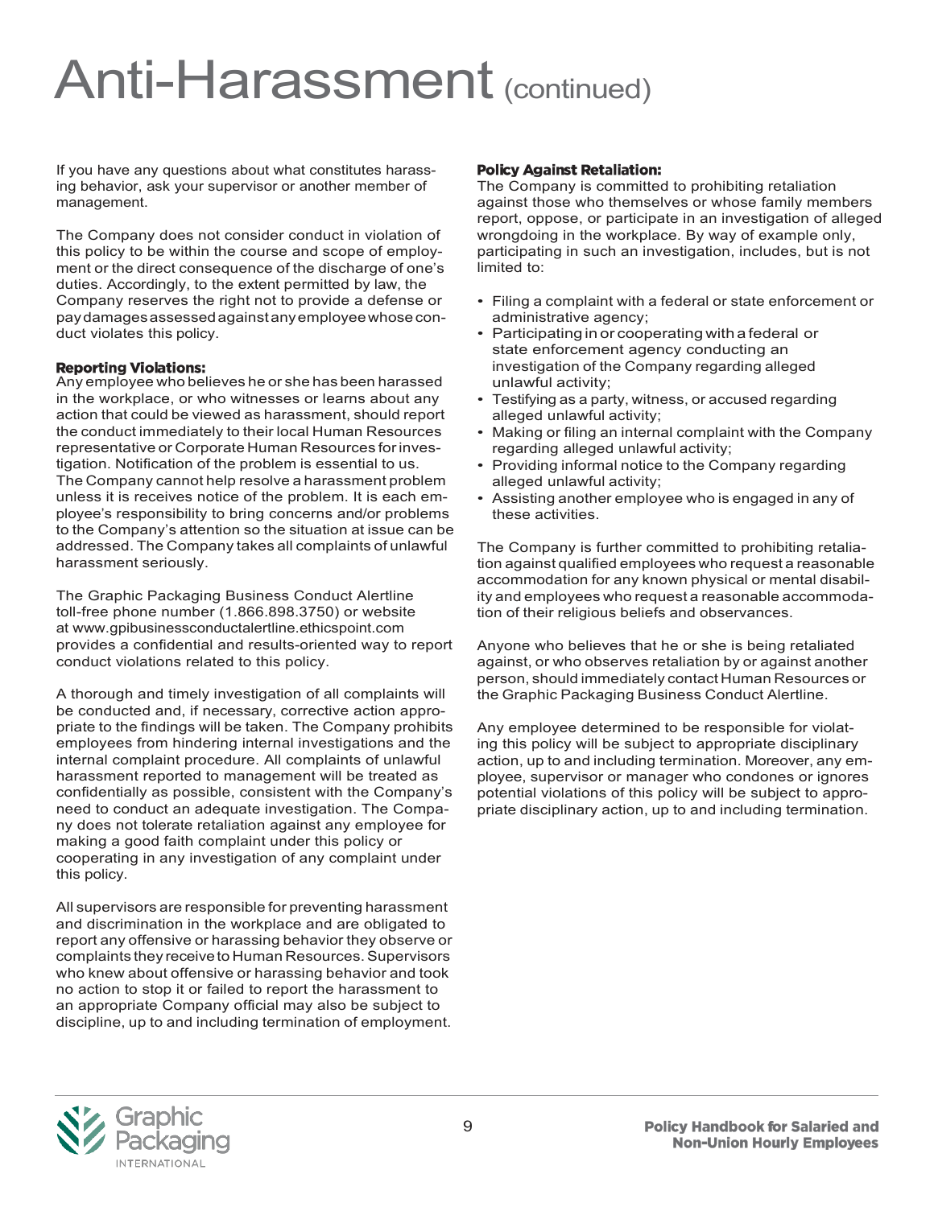# Anti-Harassment (continued)

If you have any questions about what constitutes harassing behavior, ask your supervisor or another member of management.

The Company does not consider conduct in violation of this policy to be within the course and scope of employment or the direct consequence of the discharge of one's duties. Accordingly, to the extent permitted by law, the Company reserves the right not to provide a defense or pay damages assessed against any employee whose conduct violates this policy.

**Reporting Violations:**
Any employee who believes he or she has been harassed in the workplace, or who witnesses or learns about any action that could be viewed as harassment, should report the conduct immediately to their local Human Resources representative or Corporate Human Resources for investigation. Notification of the problem is essential to us. The Company cannot help resolve a harassment problem unless it is receives notice of the problem. It is each employee's responsibility to bring concerns and/or problems to the Company's attention so the situation at issue can be addressed. The Company takes all complaints of unlawful harassment seriously.

The Graphic Packaging Business Conduct Alertline toll-free phone number (1.866.898.3750) or website at www.gpibusinessconductalertline.ethicspoint.com provides a confidential and results-oriented way to report conduct violations related to this policy.

A thorough and timely investigation of all complaints will be conducted and, if necessary, corrective action appropriate to the findings will be taken. The Company prohibits employees from hindering internal investigations and the internal complaint procedure. All complaints of unlawful harassment reported to management will be treated as confidentially as possible, consistent with the Company's need to conduct an adequate investigation. The Company does not tolerate retaliation against any employee for making a good faith complaint under this policy or cooperating in any investigation of any complaint under this policy.

All supervisors are responsible for preventing harassment and discrimination in the workplace and are obligated to report any offensive or harassing behavior they observe or complaints they receive to Human Resources. Supervisors who knew about offensive or harassing behavior and took no action to stop it or failed to report the harassment to an appropriate Company official may also be subject to discipline, up to and including termination of employment.

**Policy Against Retaliation:**
The Company is committed to prohibiting retaliation against those who themselves or whose family members report, oppose, or participate in an investigation of alleged wrongdoing in the workplace. By way of example only, participating in such an investigation, includes, but is not limited to:

- Filing a complaint with a federal or state enforcement or administrative agency;
- Participating in or cooperating with a federal or state enforcement agency conducting an investigation of the Company regarding alleged unlawful activity;
- Testifying as a party, witness, or accused regarding alleged unlawful activity;
- Making or filing an internal complaint with the Company regarding alleged unlawful activity;
- Providing informal notice to the Company regarding alleged unlawful activity;
- Assisting another employee who is engaged in any of these activities.

The Company is further committed to prohibiting retaliation against qualified employees who request a reasonable accommodation for any known physical or mental disability and employees who request a reasonable accommodation of their religious beliefs and observances.

Anyone who believes that he or she is being retaliated against, or who observes retaliation by or against another person, should immediately contact Human Resources or the Graphic Packaging Business Conduct Alertline.

Any employee determined to be responsible for violating this policy will be subject to appropriate disciplinary action, up to and including termination. Moreover, any employee, supervisor or manager who condones or ignores potential violations of this policy will be subject to appropriate disciplinary action, up to and including termination.